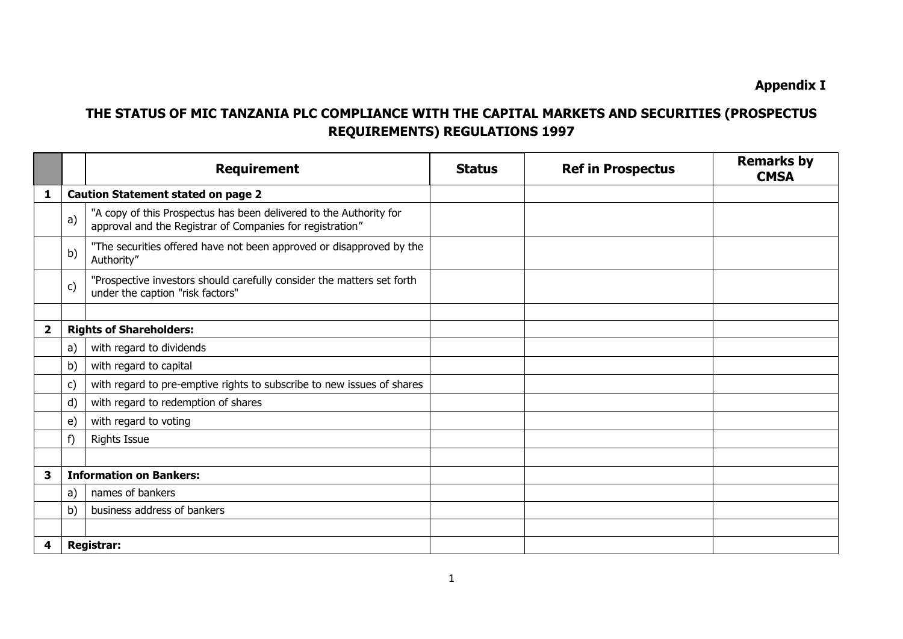**Appendix I**

## THE STATUS OF MIC TANZANIA PLC COMPLIANCE WITH THE CAPITAL MARKETS AND SECURITIES (PROSPECTUS REQUIREMENTS) REGULATIONS 1997

| | | Requirement | Status | Ref in Prospectus | Remarks by CMSA |
|---|---|---|---|---|---|
| **1** | **Caution Statement stated on page 2** | | | | |
| | a) | "A copy of this Prospectus has been delivered to the Authority for approval and the Registrar of Companies for registration" | | | |
| | b) | "The securities offered have not been approved or disapproved by the Authority" | | | |
| | c) | "Prospective investors should carefully consider the matters set forth under the caption "risk factors" | | | |
| | | | | | |
| **2** | **Rights of Shareholders:** | | | | |
| | a) | with regard to dividends | | | |
| | b) | with regard to capital | | | |
| | c) | with regard to pre-emptive rights to subscribe to new issues of shares | | | |
| | d) | with regard to redemption of shares | | | |
| | e) | with regard to voting | | | |
| | f) | Rights Issue | | | |
| | | | | | |
| **3** | **Information on Bankers:** | | | | |
| | a) | names of bankers | | | |
| | b) | business address of bankers | | | |
| | | | | | |
| **4** | **Registrar:** | | | | |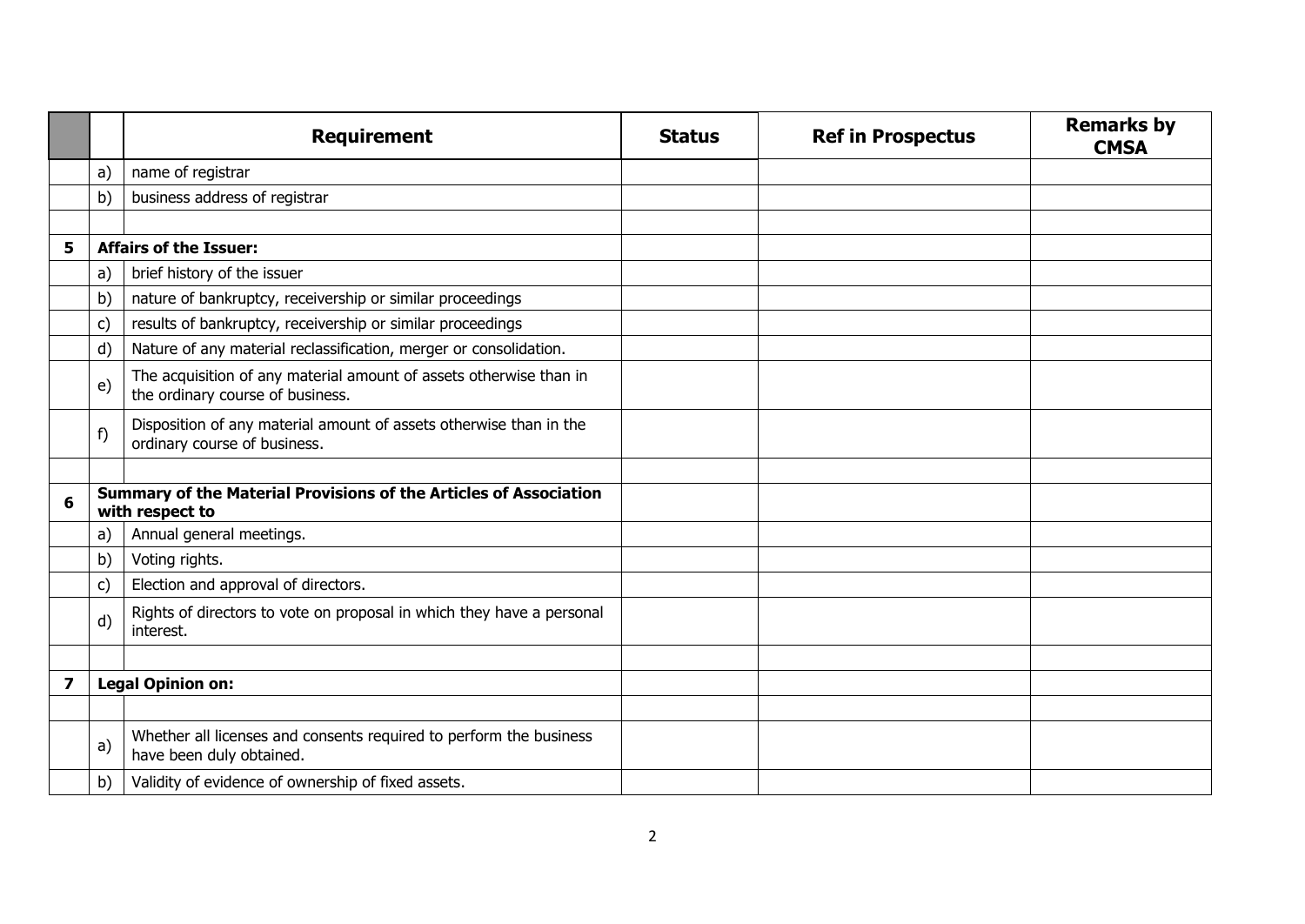| | | Requirement | Status | Ref in Prospectus | Remarks by CMSA |
|---|---|---|---|---|---|
| | a) | name of registrar | | | |
| | b) | business address of registrar | | | |
| | | | | | |
| **5** | **Affairs of the Issuer:** | | | | |
| | a) | brief history of the issuer | | | |
| | b) | nature of bankruptcy, receivership or similar proceedings | | | |
| | c) | results of bankruptcy, receivership or similar proceedings | | | |
| | d) | Nature of any material reclassification, merger or consolidation. | | | |
| | e) | The acquisition of any material amount of assets otherwise than in the ordinary course of business. | | | |
| | f) | Disposition of any material amount of assets otherwise than in the ordinary course of business. | | | |
| | | | | | |
| **6** | **Summary of the Material Provisions of the Articles of Association with respect to** | | | | |
| | a) | Annual general meetings. | | | |
| | b) | Voting rights. | | | |
| | c) | Election and approval of directors. | | | |
| | d) | Rights of directors to vote on proposal in which they have a personal interest. | | | |
| | | | | | |
| **7** | **Legal Opinion on:** | | | | |
| | | | | | |
| | a) | Whether all licenses and consents required to perform the business have been duly obtained. | | | |
| | b) | Validity of evidence of ownership of fixed assets. | | | |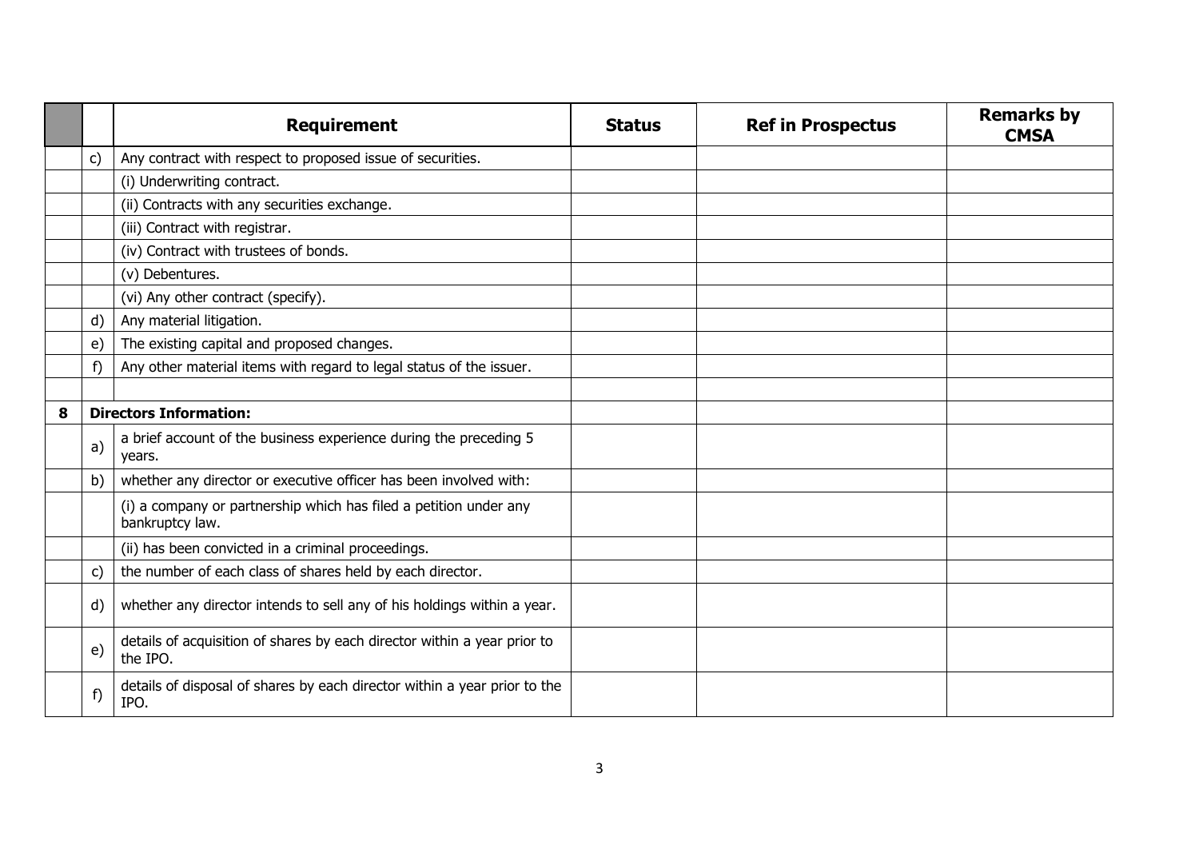| | | Requirement | Status | Ref in Prospectus | Remarks by CMSA |
|---|---|---|---|---|---|
| | c) | Any contract with respect to proposed issue of securities. | | | |
| | | (i) Underwriting contract. | | | |
| | | (ii) Contracts with any securities exchange. | | | |
| | | (iii) Contract with registrar. | | | |
| | | (iv) Contract with trustees of bonds. | | | |
| | | (v) Debentures. | | | |
| | | (vi) Any other contract (specify). | | | |
| | d) | Any material litigation. | | | |
| | e) | The existing capital and proposed changes. | | | |
| | f) | Any other material items with regard to legal status of the issuer. | | | |
| | | | | | |
| **8** | **Directors Information:** | | | | |
| | a) | a brief account of the business experience during the preceding 5 years. | | | |
| | b) | whether any director or executive officer has been involved with: | | | |
| | | (i) a company or partnership which has filed a petition under any bankruptcy law. | | | |
| | | (ii) has been convicted in a criminal proceedings. | | | |
| | c) | the number of each class of shares held by each director. | | | |
| | d) | whether any director intends to sell any of his holdings within a year. | | | |
| | e) | details of acquisition of shares by each director within a year prior to the IPO. | | | |
| | f) | details of disposal of shares by each director within a year prior to the IPO. | | | |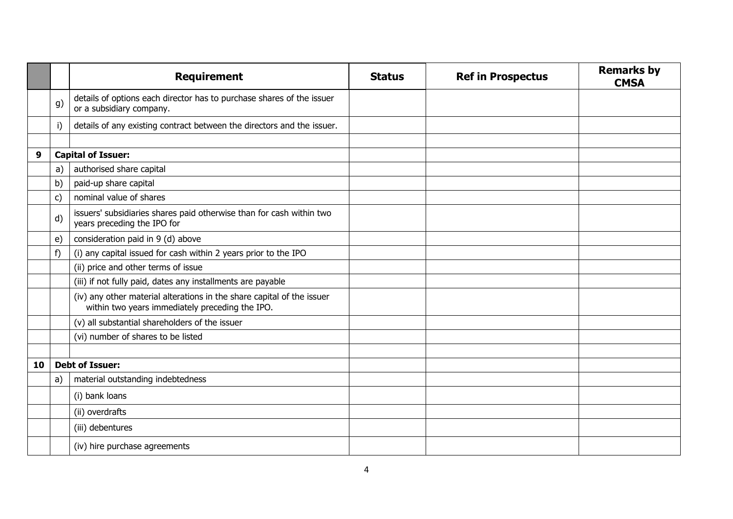| | | Requirement | Status | Ref in Prospectus | Remarks by CMSA |
|---|---|---|---|---|---|
| | g) | details of options each director has to purchase shares of the issuer or a subsidiary company. | | | |
| | i) | details of any existing contract between the directors and the issuer. | | | |
| | | | | | |
| **9** | **Capital of Issuer:** | | | | |
| | a) | authorised share capital | | | |
| | b) | paid-up share capital | | | |
| | c) | nominal value of shares | | | |
| | d) | issuers' subsidiaries shares paid otherwise than for cash within two years preceding the IPO for | | | |
| | e) | consideration paid in 9 (d) above | | | |
| | f) | (i) any capital issued for cash within 2 years prior to the IPO | | | |
| | | (ii) price and other terms of issue | | | |
| | | (iii) if not fully paid, dates any installments are payable | | | |
| | | (iv) any other material alterations in the share capital of the issuer within two years immediately preceding the IPO. | | | |
| | | (v) all substantial shareholders of the issuer | | | |
| | | (vi) number of shares to be listed | | | |
| | | | | | |
| **10** | **Debt of Issuer:** | | | | |
| | a) | material outstanding indebtedness | | | |
| | | (i) bank loans | | | |
| | | (ii) overdrafts | | | |
| | | (iii) debentures | | | |
| | | (iv) hire purchase agreements | | | |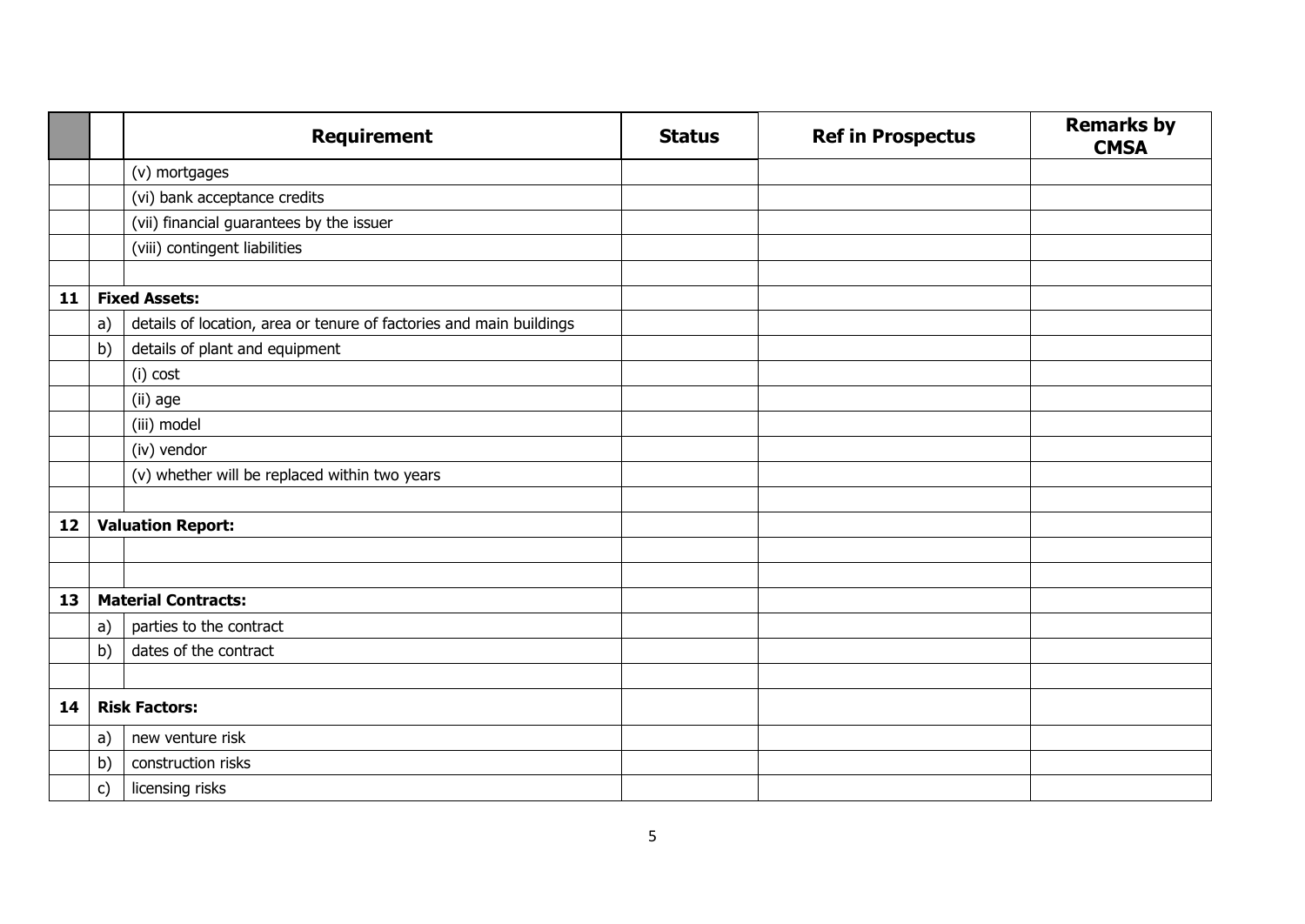| | | Requirement | Status | Ref in Prospectus | Remarks by CMSA |
|---|---|---|---|---|---|
| | | (v) mortgages | | | |
| | | (vi) bank acceptance credits | | | |
| | | (vii) financial guarantees by the issuer | | | |
| | | (viii) contingent liabilities | | | |
| | | | | | |
| **11** | **Fixed Assets:** | | | | |
| | a) | details of location, area or tenure of factories and main buildings | | | |
| | b) | details of plant and equipment | | | |
| | | (i) cost | | | |
| | | (ii) age | | | |
| | | (iii) model | | | |
| | | (iv) vendor | | | |
| | | (v) whether will be replaced within two years | | | |
| | | | | | |
| **12** | **Valuation Report:** | | | | |
| | | | | | |
| | | | | | |
| **13** | **Material Contracts:** | | | | |
| | a) | parties to the contract | | | |
| | b) | dates of the contract | | | |
| | | | | | |
| **14** | **Risk Factors:** | | | | |
| | a) | new venture risk | | | |
| | b) | construction risks | | | |
| | c) | licensing risks | | | |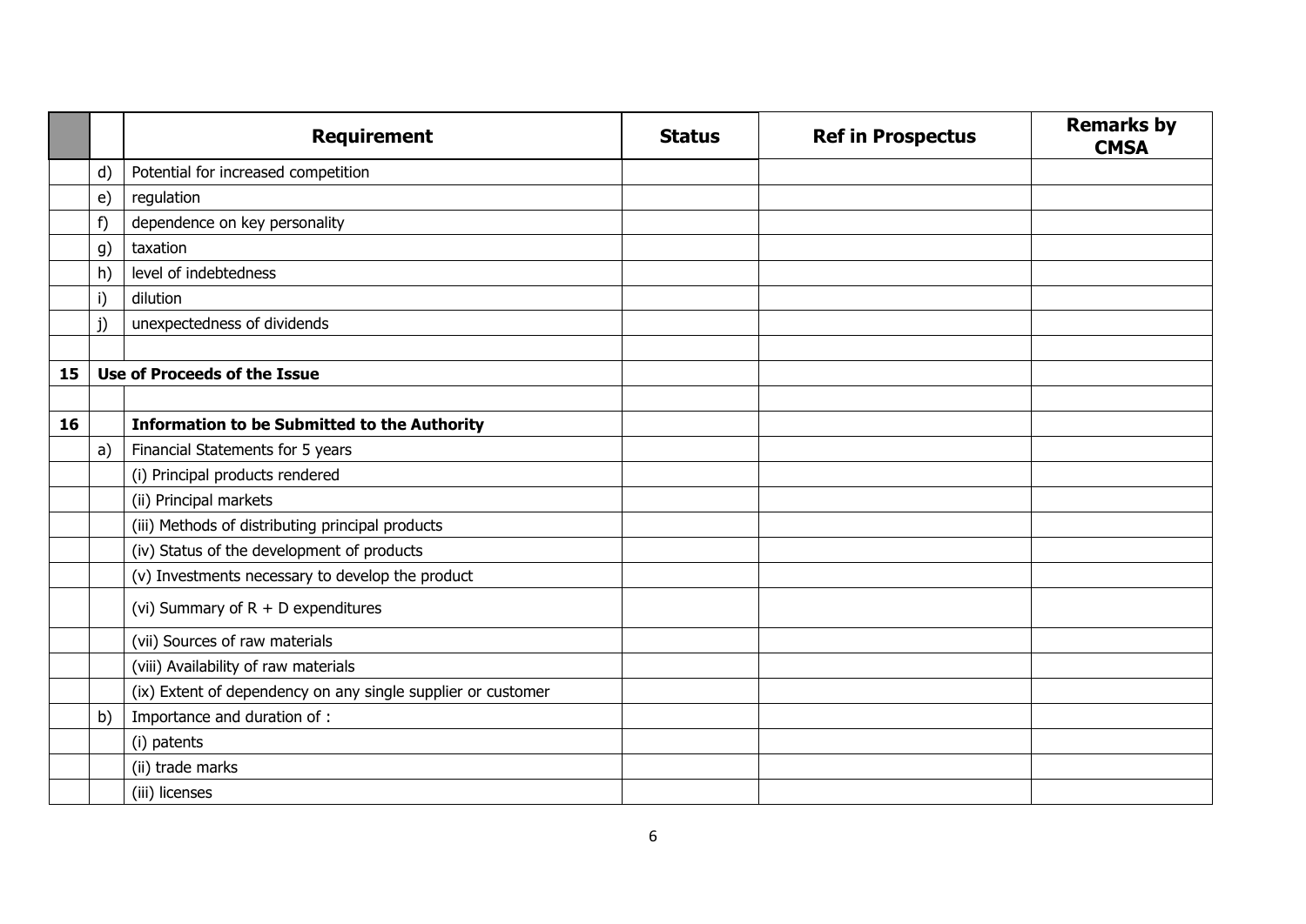| | | Requirement | Status | Ref in Prospectus | Remarks by CMSA |
|---|---|---|---|---|---|
| | d) | Potential for increased competition | | | |
| | e) | regulation | | | |
| | f) | dependence on key personality | | | |
| | g) | taxation | | | |
| | h) | level of indebtedness | | | |
| | i) | dilution | | | |
| | j) | unexpectedness of dividends | | | |
| | | | | | |
| **15** | **Use of Proceeds of the Issue** | | | | |
| | | | | | |
| **16** | | **Information to be Submitted to the Authority** | | | |
| | a) | Financial Statements for 5 years | | | |
| | | (i) Principal products rendered | | | |
| | | (ii) Principal markets | | | |
| | | (iii) Methods of distributing principal products | | | |
| | | (iv) Status of the development of products | | | |
| | | (v) Investments necessary to develop the product | | | |
| | | (vi) Summary of R + D expenditures | | | |
| | | (vii) Sources of raw materials | | | |
| | | (viii) Availability of raw materials | | | |
| | | (ix) Extent of dependency on any single supplier or customer | | | |
| | b) | Importance and duration of : | | | |
| | | (i) patents | | | |
| | | (ii) trade marks | | | |
| | | (iii) licenses | | | |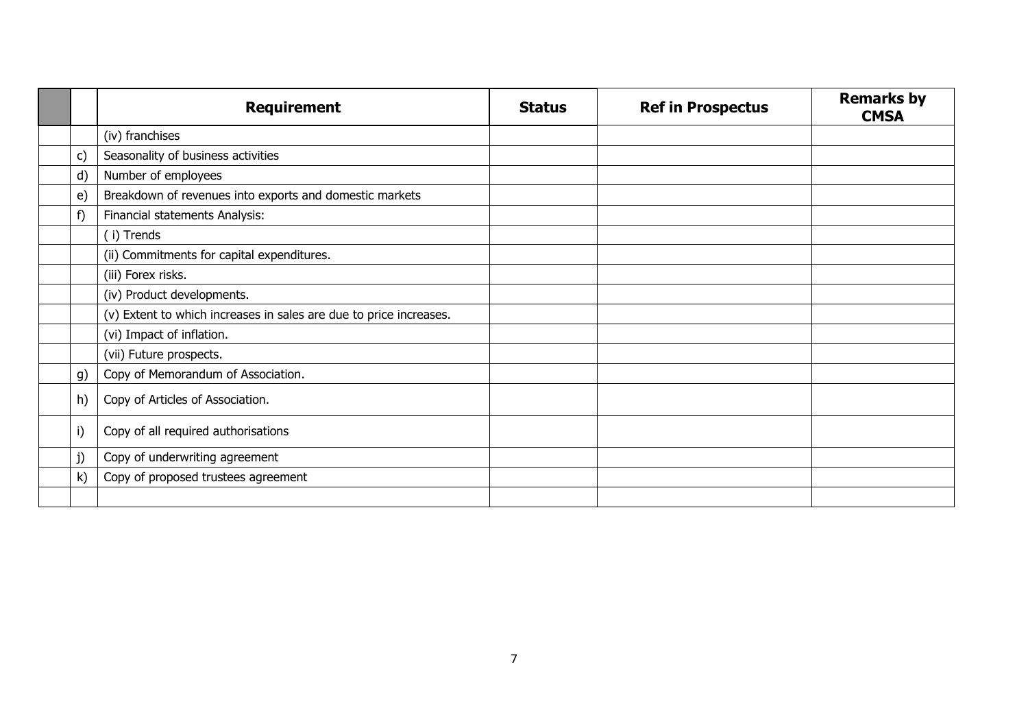| | | Requirement | Status | Ref in Prospectus | Remarks by CMSA |
|---|---|---|---|---|---|
| | | (iv) franchises | | | |
| | c) | Seasonality of business activities | | | |
| | d) | Number of employees | | | |
| | e) | Breakdown of revenues into exports and domestic markets | | | |
| | f) | Financial statements Analysis: | | | |
| | | ( i) Trends | | | |
| | | (ii) Commitments for capital expenditures. | | | |
| | | (iii) Forex risks. | | | |
| | | (iv) Product developments. | | | |
| | | (v) Extent to which increases in sales are due to price increases. | | | |
| | | (vi) Impact of inflation. | | | |
| | | (vii) Future prospects. | | | |
| | g) | Copy of Memorandum of Association. | | | |
| | h) | Copy of Articles of Association. | | | |
| | i) | Copy of all required authorisations | | | |
| | j) | Copy of underwriting agreement | | | |
| | k) | Copy of proposed trustees agreement | | | |
| | | | | | |